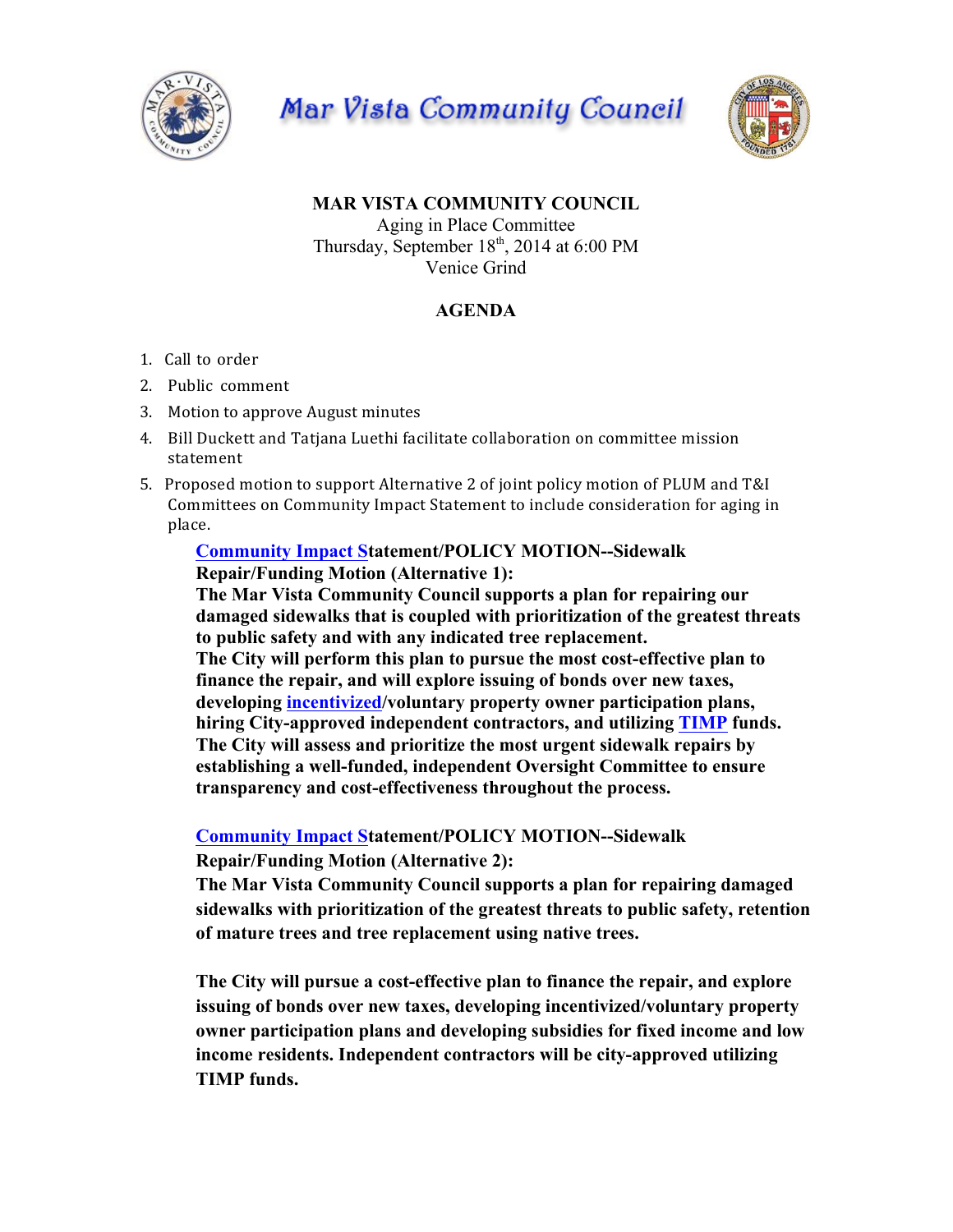# Mar Vista Community Council

**MAR VISTA COMMUNITY COUNCIL**
Aging in Place Committee
Thursday, September 18th, 2014 at 6:00 PM
Venice Grind

## AGENDA

1. Call to order
2. Public comment
3. Motion to approve August minutes
4. Bill Duckett and Tatjana Luethi facilitate collaboration on committee mission statement
5. Proposed motion to support Alternative 2 of joint policy motion of PLUM and T&I Committees on Community Impact Statement to include consideration for aging in place.

   **Community Impact Statement/POLICY MOTION--Sidewalk Repair/Funding Motion (Alternative 1):**
   **The Mar Vista Community Council supports a plan for repairing our damaged sidewalks that is coupled with prioritization of the greatest threats to public safety and with any indicated tree replacement.**
   **The City will perform this plan to pursue the most cost-effective plan to finance the repair, and will explore issuing of bonds over new taxes, developing incentivized/voluntary property owner participation plans, hiring City-approved independent contractors, and utilizing TIMP funds.**
   **The City will assess and prioritize the most urgent sidewalk repairs by establishing a well-funded, independent Oversight Committee to ensure transparency and cost-effectiveness throughout the process.**

   **Community Impact Statement/POLICY MOTION--Sidewalk Repair/Funding Motion (Alternative 2):**
   **The Mar Vista Community Council supports a plan for repairing damaged sidewalks with prioritization of the greatest threats to public safety, retention of mature trees and tree replacement using native trees.**

   **The City will pursue a cost-effective plan to finance the repair, and explore issuing of bonds over new taxes, developing incentivized/voluntary property owner participation plans and developing subsidies for fixed income and low income residents. Independent contractors will be city-approved utilizing TIMP funds.**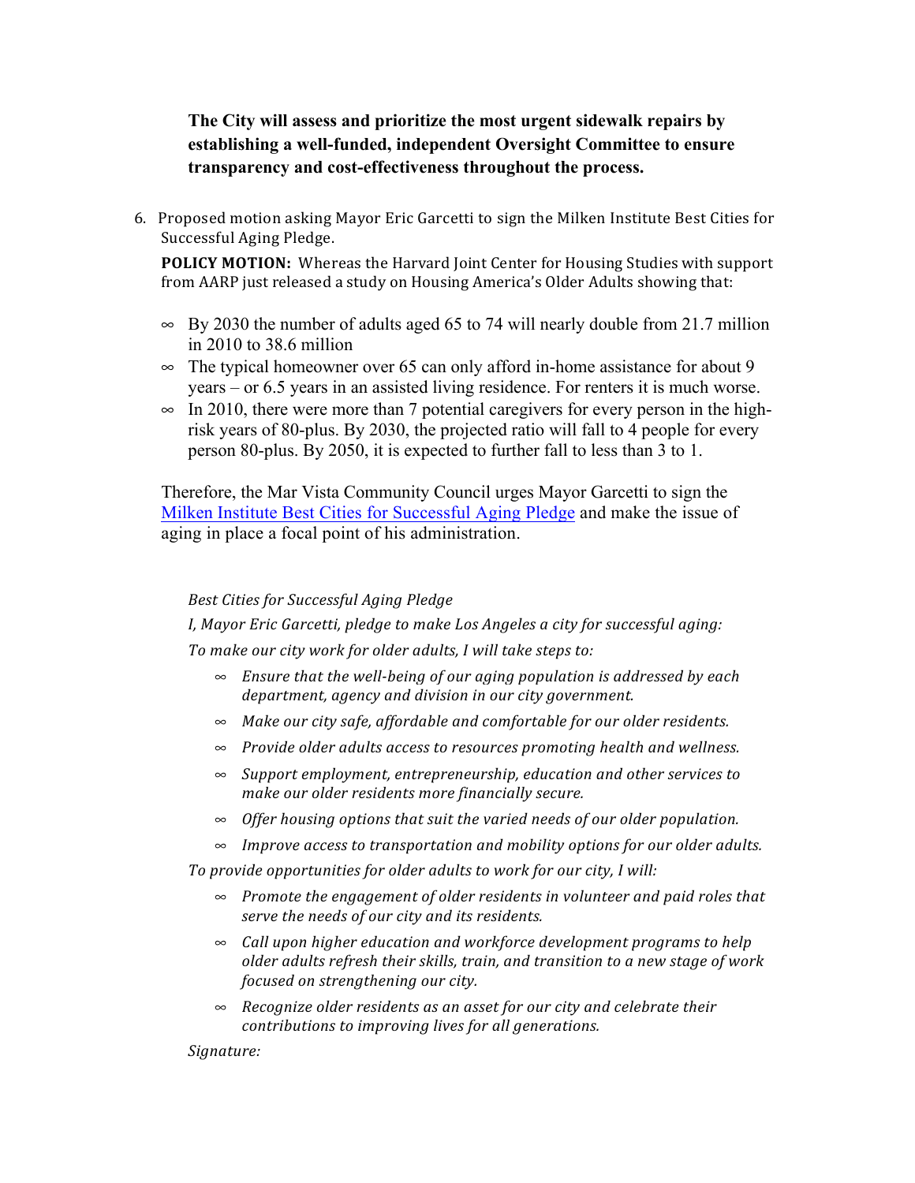**The City will assess and prioritize the most urgent sidewalk repairs by establishing a well-funded, independent Oversight Committee to ensure transparency and cost-effectiveness throughout the process.**

6. Proposed motion asking Mayor Eric Garcetti to sign the Milken Institute Best Cities for Successful Aging Pledge.

   **POLICY MOTION:** Whereas the Harvard Joint Center for Housing Studies with support from AARP just released a study on Housing America's Older Adults showing that:

   - By 2030 the number of adults aged 65 to 74 will nearly double from 21.7 million in 2010 to 38.6 million
   - The typical homeowner over 65 can only afford in-home assistance for about 9 years – or 6.5 years in an assisted living residence. For renters it is much worse.
   - In 2010, there were more than 7 potential caregivers for every person in the high-risk years of 80-plus. By 2030, the projected ratio will fall to 4 people for every person 80-plus. By 2050, it is expected to further fall to less than 3 to 1.

   Therefore, the Mar Vista Community Council urges Mayor Garcetti to sign the Milken Institute Best Cities for Successful Aging Pledge and make the issue of aging in place a focal point of his administration.

   *Best Cities for Successful Aging Pledge*

   *I, Mayor Eric Garcetti, pledge to make Los Angeles a city for successful aging:*

   *To make our city work for older adults, I will take steps to:*

   - *Ensure that the well-being of our aging population is addressed by each department, agency and division in our city government.*
   - *Make our city safe, affordable and comfortable for our older residents.*
   - *Provide older adults access to resources promoting health and wellness.*
   - *Support employment, entrepreneurship, education and other services to make our older residents more financially secure.*
   - *Offer housing options that suit the varied needs of our older population.*
   - *Improve access to transportation and mobility options for our older adults.*

   *To provide opportunities for older adults to work for our city, I will:*

   - *Promote the engagement of older residents in volunteer and paid roles that serve the needs of our city and its residents.*
   - *Call upon higher education and workforce development programs to help older adults refresh their skills, train, and transition to a new stage of work focused on strengthening our city.*
   - *Recognize older residents as an asset for our city and celebrate their contributions to improving lives for all generations.*

   *Signature:*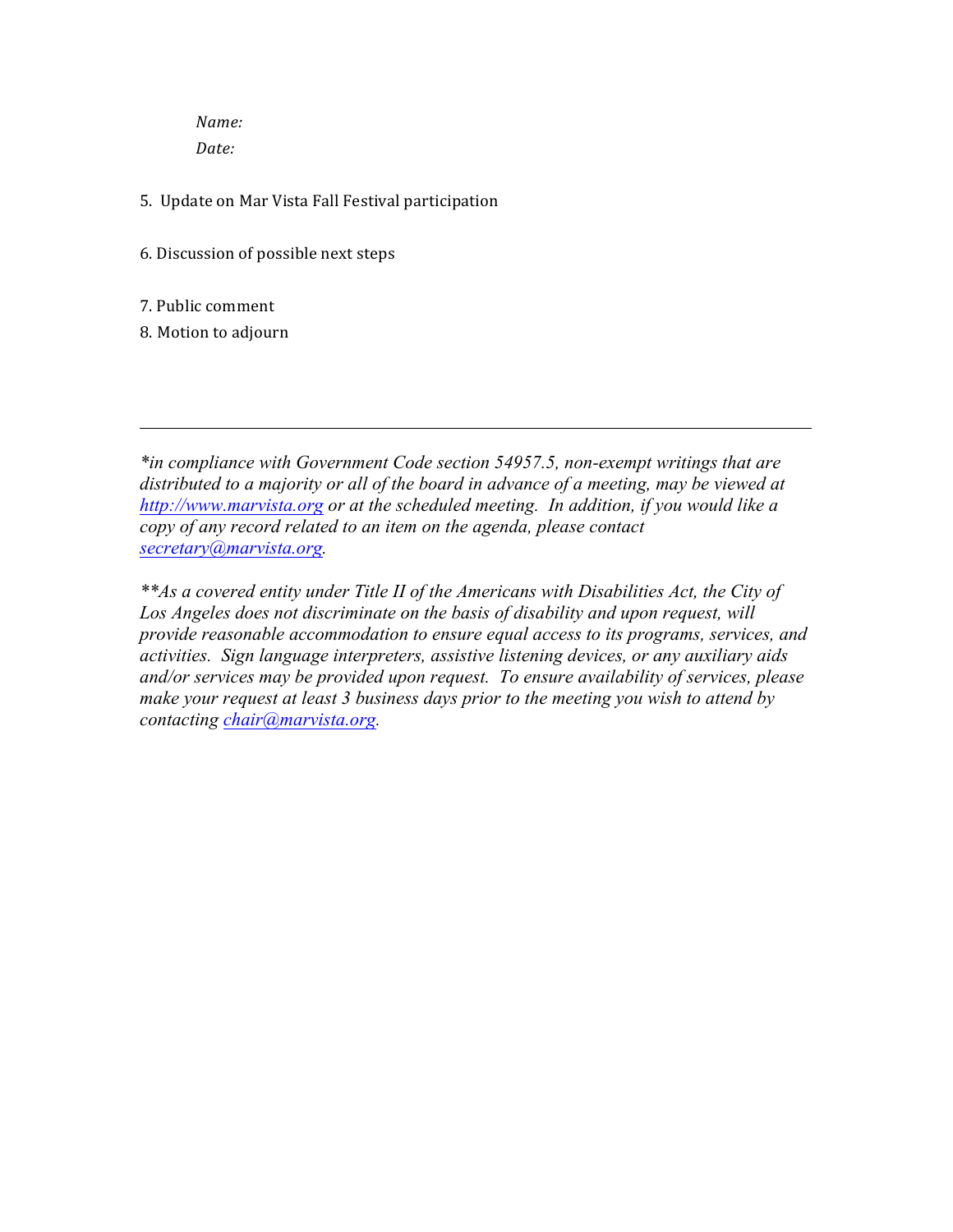*Name:*

*Date:*

5. Update on Mar Vista Fall Festival participation

6. Discussion of possible next steps

7. Public comment

8. Motion to adjourn

---

**in compliance with Government Code section 54957.5, non-exempt writings that are distributed to a majority or all of the board in advance of a meeting, may be viewed at [http://www.marvista.org](http://www.marvista.org) or at the scheduled meeting. In addition, if you would like a copy of any record related to an item on the agenda, please contact [secretary@marvista.org](mailto:secretary@marvista.org).*

***As a covered entity under Title II of the Americans with Disabilities Act, the City of Los Angeles does not discriminate on the basis of disability and upon request, will provide reasonable accommodation to ensure equal access to its programs, services, and activities. Sign language interpreters, assistive listening devices, or any auxiliary aids and/or services may be provided upon request. To ensure availability of services, please make your request at least 3 business days prior to the meeting you wish to attend by contacting [chair@marvista.org](mailto:chair@marvista.org).*